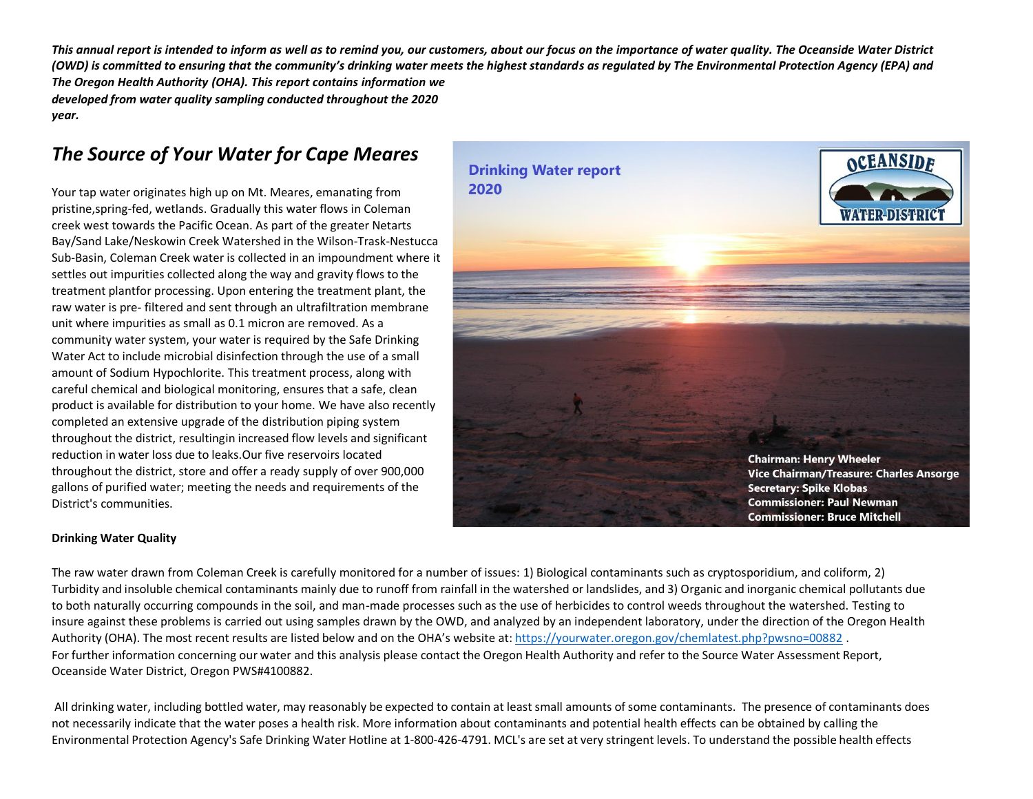***This annual report is intended to inform as well as to remind you, our customers, about our focus on the importance of water quality. The Oceanside Water District (OWD) is committed to ensuring that the community's drinking water meets the highest standards as regulated by The Environmental Protection Agency (EPA) and The Oregon Health Authority (OHA). This report contains information we developed from water quality sampling conducted throughout the 2020 year.***

## *The Source of Your Water for Cape Meares*

Your tap water originates high up on Mt. Meares, emanating from pristine,spring-fed, wetlands. Gradually this water flows in Coleman creek west towards the Pacific Ocean. As part of the greater Netarts Bay/Sand Lake/Neskowin Creek Watershed in the Wilson-Trask-Nestucca Sub-Basin, Coleman Creek water is collected in an impoundment where it settles out impurities collected along the way and gravity flows to the treatment plantfor processing. Upon entering the treatment plant, the raw water is pre- filtered and sent through an ultrafiltration membrane unit where impurities as small as 0.1 micron are removed. As a community water system, your water is required by the Safe Drinking Water Act to include microbial disinfection through the use of a small amount of Sodium Hypochlorite. This treatment process, along with careful chemical and biological monitoring, ensures that a safe, clean product is available for distribution to your home. We have also recently completed an extensive upgrade of the distribution piping system throughout the district, resultingin increased flow levels and significant reduction in water loss due to leaks.Our five reservoirs located throughout the district, store and offer a ready supply of over 900,000 gallons of purified water; meeting the needs and requirements of the District's communities.

**Drinking Water report 2020**

**OCEANSIDE WATER DISTRICT**

**Chairman: Henry Wheeler**
**Vice Chairman/Treasure: Charles Ansorge**
**Secretary: Spike Klobas**
**Commissioner: Paul Newman**
**Commissioner: Bruce Mitchell**

**Drinking Water Quality**

The raw water drawn from Coleman Creek is carefully monitored for a number of issues: 1) Biological contaminants such as cryptosporidium, and coliform, 2) Turbidity and insoluble chemical contaminants mainly due to runoff from rainfall in the watershed or landslides, and 3) Organic and inorganic chemical pollutants due to both naturally occurring compounds in the soil, and man-made processes such as the use of herbicides to control weeds throughout the watershed. Testing to insure against these problems is carried out using samples drawn by the OWD, and analyzed by an independent laboratory, under the direction of the Oregon Health Authority (OHA). The most recent results are listed below and on the OHA's website at: https://yourwater.oregon.gov/chemlatest.php?pwsno=00882 .
For further information concerning our water and this analysis please contact the Oregon Health Authority and refer to the Source Water Assessment Report, Oceanside Water District, Oregon PWS#4100882.

All drinking water, including bottled water, may reasonably be expected to contain at least small amounts of some contaminants. The presence of contaminants does not necessarily indicate that the water poses a health risk. More information about contaminants and potential health effects can be obtained by calling the Environmental Protection Agency's Safe Drinking Water Hotline at 1-800-426-4791. MCL's are set at very stringent levels. To understand the possible health effects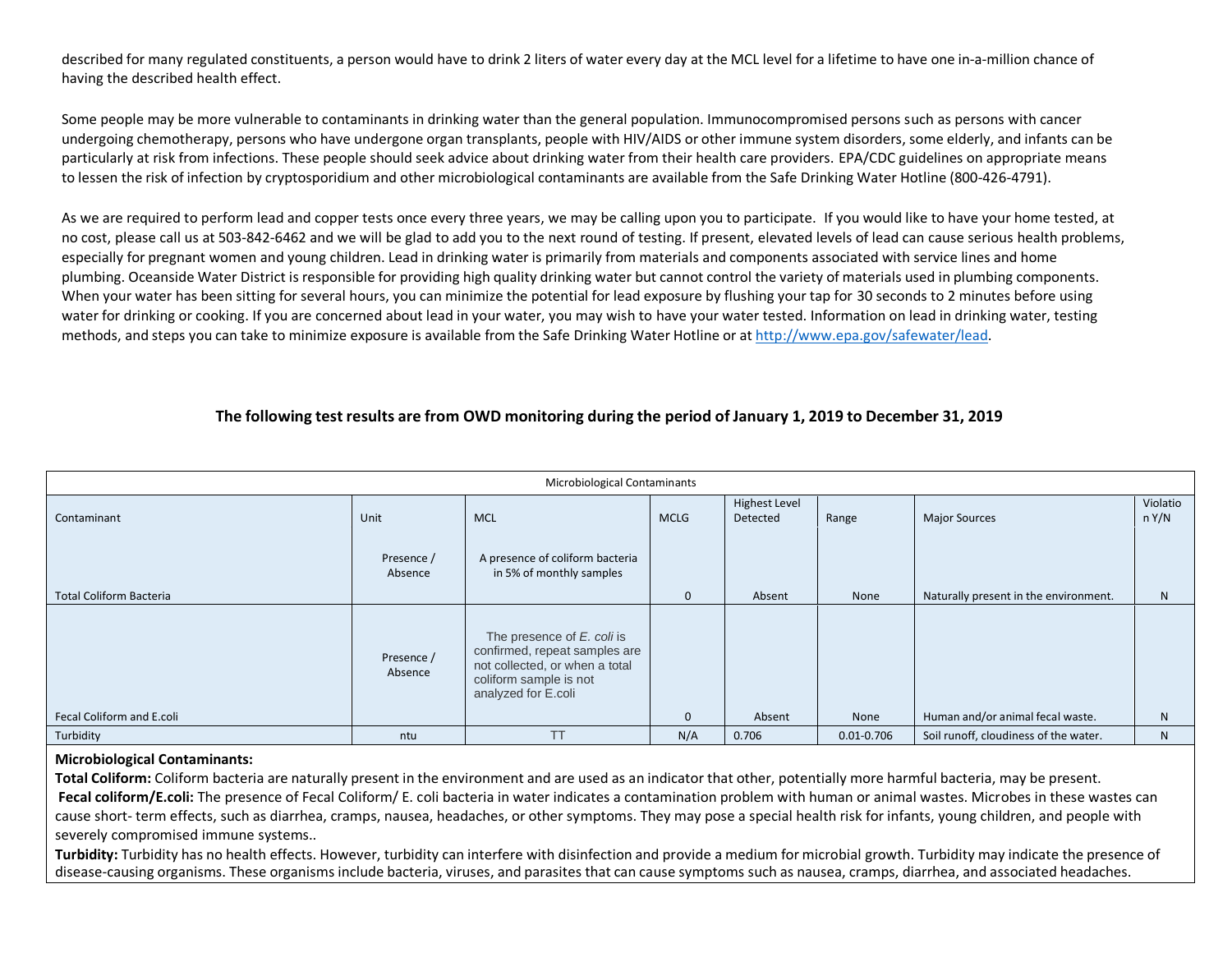described for many regulated constituents, a person would have to drink 2 liters of water every day at the MCL level for a lifetime to have one in-a-million chance of having the described health effect.

Some people may be more vulnerable to contaminants in drinking water than the general population. Immunocompromised persons such as persons with cancer undergoing chemotherapy, persons who have undergone organ transplants, people with HIV/AIDS or other immune system disorders, some elderly, and infants can be particularly at risk from infections. These people should seek advice about drinking water from their health care providers. EPA/CDC guidelines on appropriate means to lessen the risk of infection by cryptosporidium and other microbiological contaminants are available from the Safe Drinking Water Hotline (800-426-4791).

As we are required to perform lead and copper tests once every three years, we may be calling upon you to participate. If you would like to have your home tested, at no cost, please call us at 503-842-6462 and we will be glad to add you to the next round of testing. If present, elevated levels of lead can cause serious health problems, especially for pregnant women and young children. Lead in drinking water is primarily from materials and components associated with service lines and home plumbing. Oceanside Water District is responsible for providing high quality drinking water but cannot control the variety of materials used in plumbing components. When your water has been sitting for several hours, you can minimize the potential for lead exposure by flushing your tap for 30 seconds to 2 minutes before using water for drinking or cooking. If you are concerned about lead in your water, you may wish to have your water tested. Information on lead in drinking water, testing methods, and steps you can take to minimize exposure is available from the Safe Drinking Water Hotline or at http://www.epa.gov/safewater/lead.

## The following test results are from OWD monitoring during the period of January 1, 2019 to December 31, 2019

| Microbiological Contaminants | | | | | | | |
|---|---|---|---|---|---|---|---|
| Contaminant | Unit | MCL | MCLG | Highest Level Detected | Range | Major Sources | Violation Y/N |
| Total Coliform Bacteria | Presence / Absence | A presence of coliform bacteria in 5% of monthly samples | 0 | Absent | None | Naturally present in the environment. | N |
| Fecal Coliform and E.coli | Presence / Absence | The presence of *E. coli* is confirmed, repeat samples are not collected, or when a total coliform sample is not analyzed for E.coli | 0 | Absent | None | Human and/or animal fecal waste. | N |
| Turbidity | ntu | TT | N/A | 0.706 | 0.01-0.706 | Soil runoff, cloudiness of the water. | N |

**Microbiological Contaminants:**

**Total Coliform:** Coliform bacteria are naturally present in the environment and are used as an indicator that other, potentially more harmful bacteria, may be present.

**Fecal coliform/E.coli:** The presence of Fecal Coliform/ E. coli bacteria in water indicates a contamination problem with human or animal wastes. Microbes in these wastes can cause short- term effects, such as diarrhea, cramps, nausea, headaches, or other symptoms. They may pose a special health risk for infants, young children, and people with severely compromised immune systems..

**Turbidity:** Turbidity has no health effects. However, turbidity can interfere with disinfection and provide a medium for microbial growth. Turbidity may indicate the presence of disease-causing organisms. These organisms include bacteria, viruses, and parasites that can cause symptoms such as nausea, cramps, diarrhea, and associated headaches.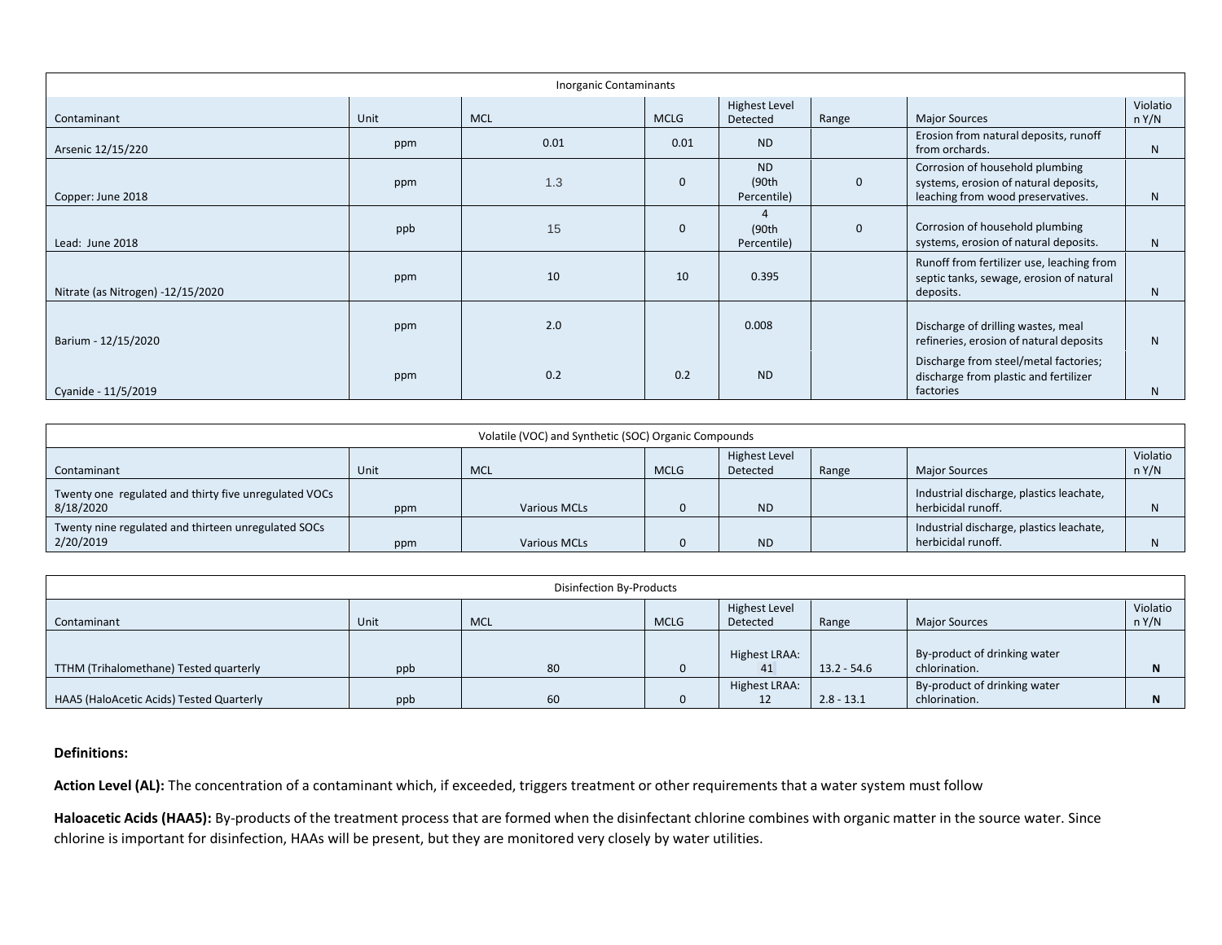| Inorganic Contaminants | | | | | | | |
|---|---|---|---|---|---|---|---|
| Contaminant | Unit | MCL | MCLG | Highest Level Detected | Range | Major Sources | Violation Y/N |
| Arsenic 12/15/220 | ppm | 0.01 | 0.01 | ND | | Erosion from natural deposits, runoff from orchards. | N |
| Copper: June 2018 | ppm | 1.3 | 0 | ND (90th Percentile) | 0 | Corrosion of household plumbing systems, erosion of natural deposits, leaching from wood preservatives. | N |
| Lead: June 2018 | ppb | 15 | 0 | 4 (90th Percentile) | 0 | Corrosion of household plumbing systems, erosion of natural deposits. | N |
| Nitrate (as Nitrogen) -12/15/2020 | ppm | 10 | 10 | 0.395 | | Runoff from fertilizer use, leaching from septic tanks, sewage, erosion of natural deposits. | N |
| Barium - 12/15/2020 | ppm | 2.0 | | 0.008 | | Discharge of drilling wastes, meal refineries, erosion of natural deposits | N |
| Cyanide - 11/5/2019 | ppm | 0.2 | 0.2 | ND | | Discharge from steel/metal factories; discharge from plastic and fertilizer factories | N |

| Volatile (VOC) and Synthetic (SOC) Organic Compounds | | | | | | | |
|---|---|---|---|---|---|---|---|
| Contaminant | Unit | MCL | MCLG | Highest Level Detected | Range | Major Sources | Violation Y/N |
| Twenty one regulated and thirty five unregulated VOCs 8/18/2020 | ppm | Various MCLs | 0 | ND | | Industrial discharge, plastics leachate, herbicidal runoff. | N |
| Twenty nine regulated and thirteen unregulated SOCs 2/20/2019 | ppm | Various MCLs | 0 | ND | | Industrial discharge, plastics leachate, herbicidal runoff. | N |

| Disinfection By-Products | | | | | | | |
|---|---|---|---|---|---|---|---|
| Contaminant | Unit | MCL | MCLG | Highest Level Detected | Range | Major Sources | Violation Y/N |
| TTHM (Trihalomethane) Tested quarterly | ppb | 80 | 0 | Highest LRAA: 41 | 13.2 - 54.6 | By-product of drinking water chlorination. | **N** |
| HAA5 (HaloAcetic Acids) Tested Quarterly | ppb | 60 | 0 | Highest LRAA: 12 | 2.8 - 13.1 | By-product of drinking water chlorination. | **N** |

**Definitions:**

**Action Level (AL):** The concentration of a contaminant which, if exceeded, triggers treatment or other requirements that a water system must follow

**Haloacetic Acids (HAA5):** By-products of the treatment process that are formed when the disinfectant chlorine combines with organic matter in the source water. Since chlorine is important for disinfection, HAAs will be present, but they are monitored very closely by water utilities.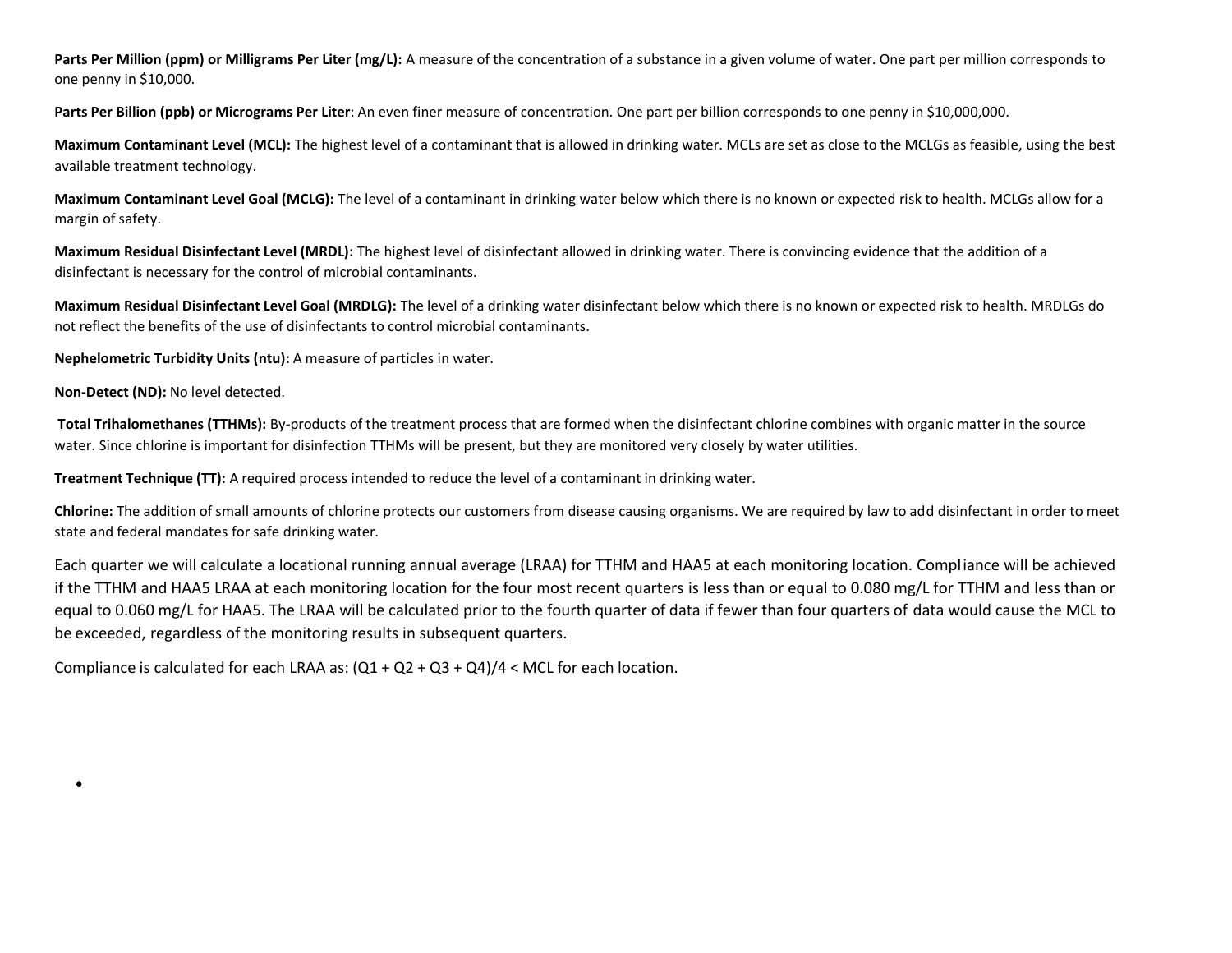**Parts Per Million (ppm) or Milligrams Per Liter (mg/L):** A measure of the concentration of a substance in a given volume of water. One part per million corresponds to one penny in $10,000.

**Parts Per Billion (ppb) or Micrograms Per Liter**: An even finer measure of concentration. One part per billion corresponds to one penny in $10,000,000.

**Maximum Contaminant Level (MCL):** The highest level of a contaminant that is allowed in drinking water. MCLs are set as close to the MCLGs as feasible, using the best available treatment technology.

**Maximum Contaminant Level Goal (MCLG):** The level of a contaminant in drinking water below which there is no known or expected risk to health. MCLGs allow for a margin of safety.

**Maximum Residual Disinfectant Level (MRDL):** The highest level of disinfectant allowed in drinking water. There is convincing evidence that the addition of a disinfectant is necessary for the control of microbial contaminants.

**Maximum Residual Disinfectant Level Goal (MRDLG):** The level of a drinking water disinfectant below which there is no known or expected risk to health. MRDLGs do not reflect the benefits of the use of disinfectants to control microbial contaminants.

**Nephelometric Turbidity Units (ntu):** A measure of particles in water.

**Non-Detect (ND):** No level detected.

**Total Trihalomethanes (TTHMs):** By-products of the treatment process that are formed when the disinfectant chlorine combines with organic matter in the source water. Since chlorine is important for disinfection TTHMs will be present, but they are monitored very closely by water utilities.

**Treatment Technique (TT):** A required process intended to reduce the level of a contaminant in drinking water.

**Chlorine:** The addition of small amounts of chlorine protects our customers from disease causing organisms. We are required by law to add disinfectant in order to meet state and federal mandates for safe drinking water.

Each quarter we will calculate a locational running annual average (LRAA) for TTHM and HAA5 at each monitoring location. Compliance will be achieved if the TTHM and HAA5 LRAA at each monitoring location for the four most recent quarters is less than or equal to 0.080 mg/L for TTHM and less than or equal to 0.060 mg/L for HAA5. The LRAA will be calculated prior to the fourth quarter of data if fewer than four quarters of data would cause the MCL to be exceeded, regardless of the monitoring results in subsequent quarters.

Compliance is calculated for each LRAA as: $(Q1 + Q2 + Q3 + Q4)/4 < MCL$ for each location.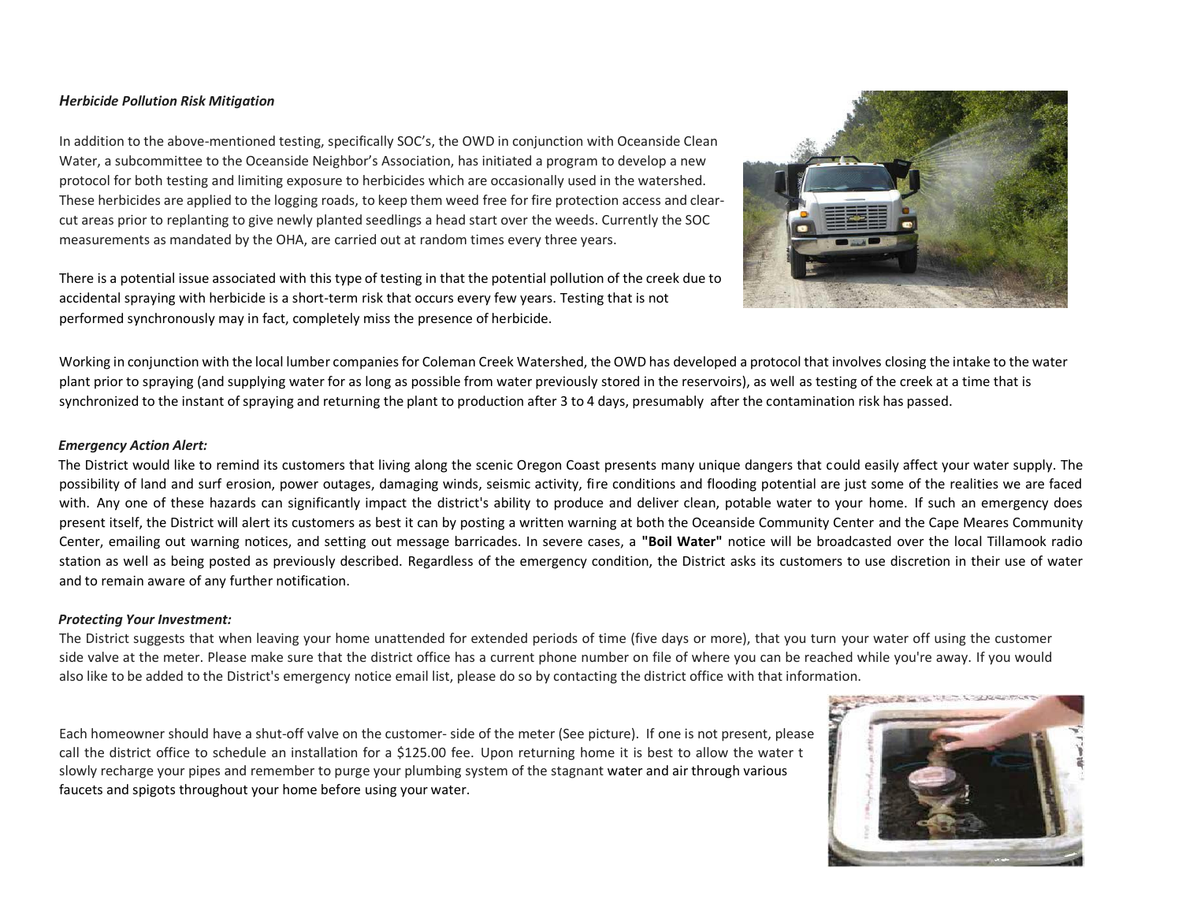*Herbicide Pollution Risk Mitigation*

In addition to the above-mentioned testing, specifically SOC's, the OWD in conjunction with Oceanside Clean Water, a subcommittee to the Oceanside Neighbor's Association, has initiated a program to develop a new protocol for both testing and limiting exposure to herbicides which are occasionally used in the watershed. These herbicides are applied to the logging roads, to keep them weed free for fire protection access and clear-cut areas prior to replanting to give newly planted seedlings a head start over the weeds. Currently the SOC measurements as mandated by the OHA, are carried out at random times every three years.

There is a potential issue associated with this type of testing in that the potential pollution of the creek due to accidental spraying with herbicide is a short-term risk that occurs every few years. Testing that is not performed synchronously may in fact, completely miss the presence of herbicide.

Working in conjunction with the local lumber companies for Coleman Creek Watershed, the OWD has developed a protocol that involves closing the intake to the water plant prior to spraying (and supplying water for as long as possible from water previously stored in the reservoirs), as well as testing of the creek at a time that is synchronized to the instant of spraying and returning the plant to production after 3 to 4 days, presumably after the contamination risk has passed.

***Emergency Action Alert:***

The District would like to remind its customers that living along the scenic Oregon Coast presents many unique dangers that could easily affect your water supply. The possibility of land and surf erosion, power outages, damaging winds, seismic activity, fire conditions and flooding potential are just some of the realities we are faced with. Any one of these hazards can significantly impact the district's ability to produce and deliver clean, potable water to your home. If such an emergency does present itself, the District will alert its customers as best it can by posting a written warning at both the Oceanside Community Center and the Cape Meares Community Center, emailing out warning notices, and setting out message barricades. In severe cases, a **"Boil Water"** notice will be broadcasted over the local Tillamook radio station as well as being posted as previously described. Regardless of the emergency condition, the District asks its customers to use discretion in their use of water and to remain aware of any further notification.

***Protecting Your Investment:***

The District suggests that when leaving your home unattended for extended periods of time (five days or more), that you turn your water off using the customer side valve at the meter. Please make sure that the district office has a current phone number on file of where you can be reached while you're away. If you would also like to be added to the District's emergency notice email list, please do so by contacting the district office with that information.

Each homeowner should have a shut-off valve on the customer- side of the meter (See picture). If one is not present, please call the district office to schedule an installation for a $125.00 fee. Upon returning home it is best to allow the water t slowly recharge your pipes and remember to purge your plumbing system of the stagnant water and air through various faucets and spigots throughout your home before using your water.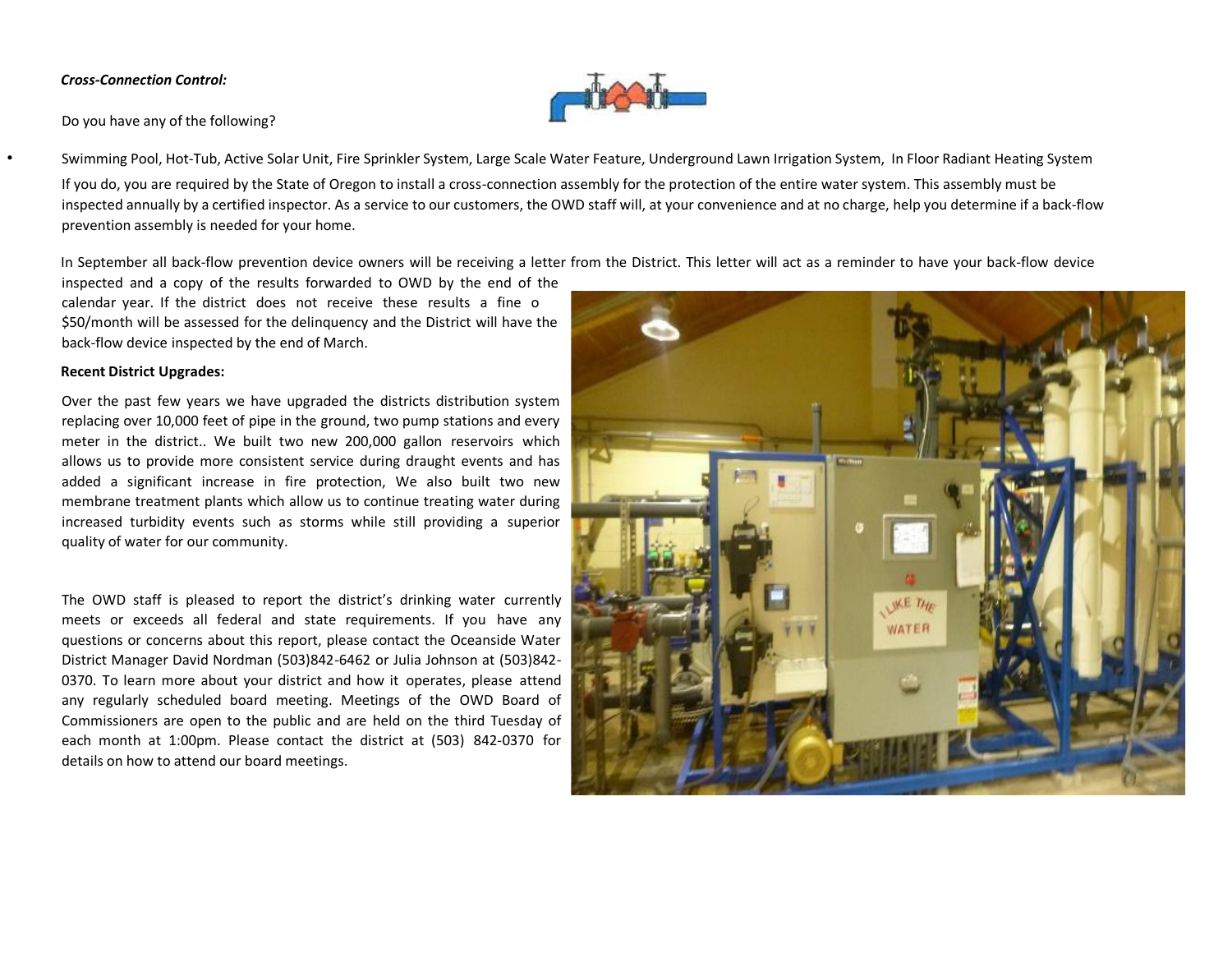***Cross-Connection Control:***

Do you have any of the following?

- Swimming Pool, Hot-Tub, Active Solar Unit, Fire Sprinkler System, Large Scale Water Feature, Underground Lawn Irrigation System, In Floor Radiant Heating System

If you do, you are required by the State of Oregon to install a cross-connection assembly for the protection of the entire water system. This assembly must be inspected annually by a certified inspector. As a service to our customers, the OWD staff will, at your convenience and at no charge, help you determine if a back-flow prevention assembly is needed for your home.

In September all back-flow prevention device owners will be receiving a letter from the District. This letter will act as a reminder to have your back-flow device inspected and a copy of the results forwarded to OWD by the end of the calendar year. If the district does not receive these results a fine o $50/month will be assessed for the delinquency and the District will have the back-flow device inspected by the end of March.

**Recent District Upgrades:**

Over the past few years we have upgraded the districts distribution system replacing over 10,000 feet of pipe in the ground, two pump stations and every meter in the district.. We built two new 200,000 gallon reservoirs which allows us to provide more consistent service during draught events and has added a significant increase in fire protection, We also built two new membrane treatment plants which allow us to continue treating water during increased turbidity events such as storms while still providing a superior quality of water for our community.

The OWD staff is pleased to report the district's drinking water currently meets or exceeds all federal and state requirements. If you have any questions or concerns about this report, please contact the Oceanside Water District Manager David Nordman (503)842-6462 or Julia Johnson at (503)842-0370. To learn more about your district and how it operates, please attend any regularly scheduled board meeting. Meetings of the OWD Board of Commissioners are open to the public and are held on the third Tuesday of each month at 1:00pm. Please contact the district at (503) 842-0370 for details on how to attend our board meetings.